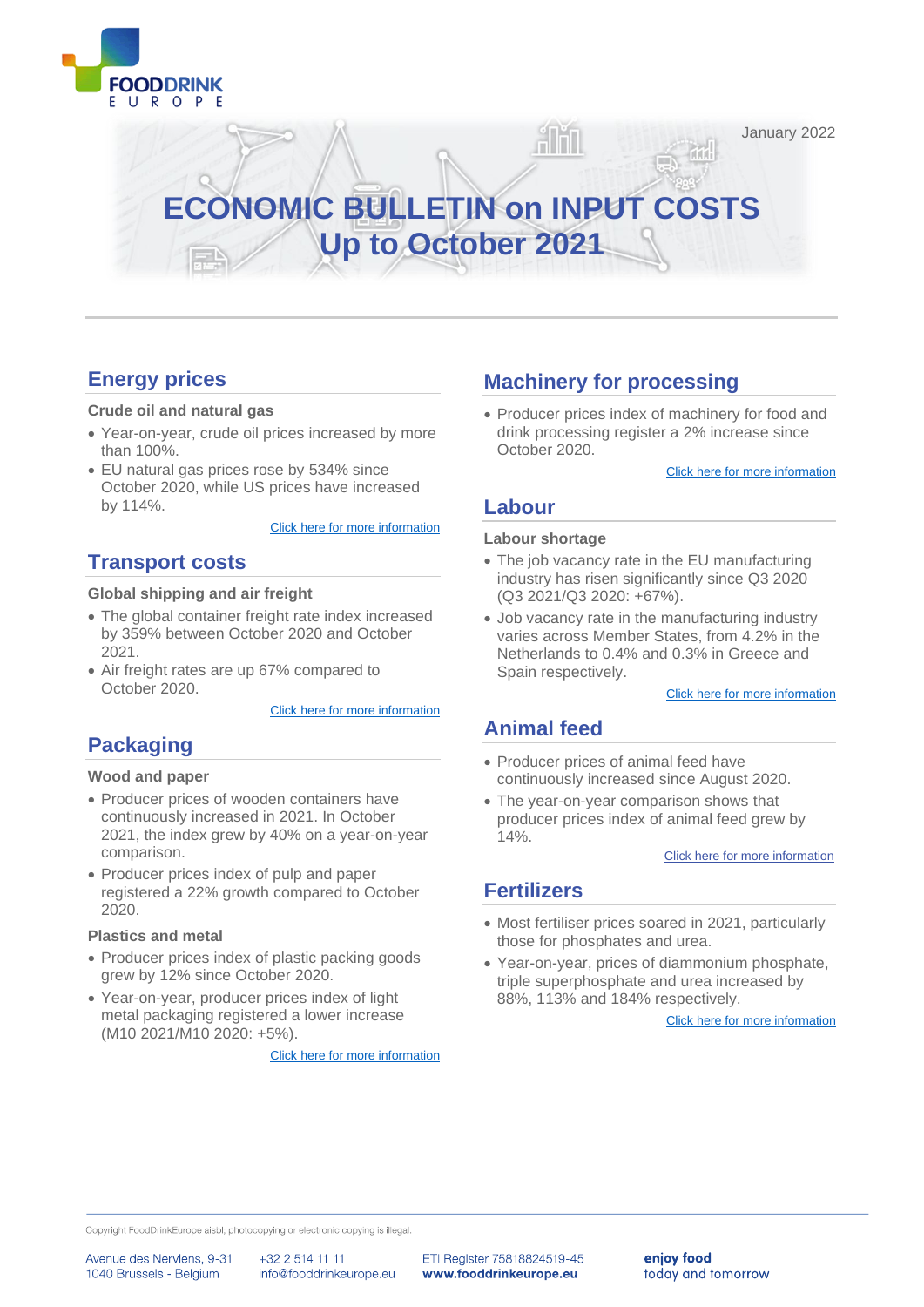January 2022

# ECONOMIC BULLETIN on INPUT COSTS Up to October 2021

## Energy prices

### Crude oil and natural gas

- Year-on-year, crude oil prices increased by more than 100%.
- EU natural gas prices rose by 534% since October 2020, while US prices have increased by 114%.

Click here for more information

## Transport costs

### Global shipping and air freight

- The global container freight rate index increased by 359% between October 2020 and October 2021.
- Air freight rates are up 67% compared to October 2020.

Click here for more information

## Packaging

### Wood and paper

- Producer prices of wooden containers have continuously increased in 2021. In October 2021, the index grew by 40% on a year-on-year comparison.
- Producer prices index of pulp and paper registered a 22% growth compared to October 2020.

### Plastics and metal

- Producer prices index of plastic packing goods grew by 12% since October 2020.
- Year-on-year, producer prices index of light metal packaging registered a lower increase (M10 2021/M10 2020: +5%).

Click here for more information

## Machinery for processing

- Producer prices index of machinery for food and drink processing register a 2% increase since October 2020.

Click here for more information

## Labour

### Labour shortage

- The job vacancy rate in the EU manufacturing industry has risen significantly since Q3 2020 (Q3 2021/Q3 2020: +67%).
- Job vacancy rate in the manufacturing industry varies across Member States, from 4.2% in the Netherlands to 0.4% and 0.3% in Greece and Spain respectively.

Click here for more information

## Animal feed

- Producer prices of animal feed have continuously increased since August 2020.
- The year-on-year comparison shows that producer prices index of animal feed grew by 14%.

Click here for more information

## Fertilizers

- Most fertiliser prices soared in 2021, particularly those for phosphates and urea.
- Year-on-year, prices of diammonium phosphate, triple superphosphate and urea increased by 88%, 113% and 184% respectively.

Click here for more information

Copyright FoodDrinkEurope aisbl; photocopying or electronic copying is illegal.

Avenue des Nerviens, 9-31
1040 Brussels - Belgium

+32 2 514 11 11
info@fooddrinkeurope.eu

ETI Register 75818824519-45
**www.fooddrinkeurope.eu**

**enjoy food**
today and tomorrow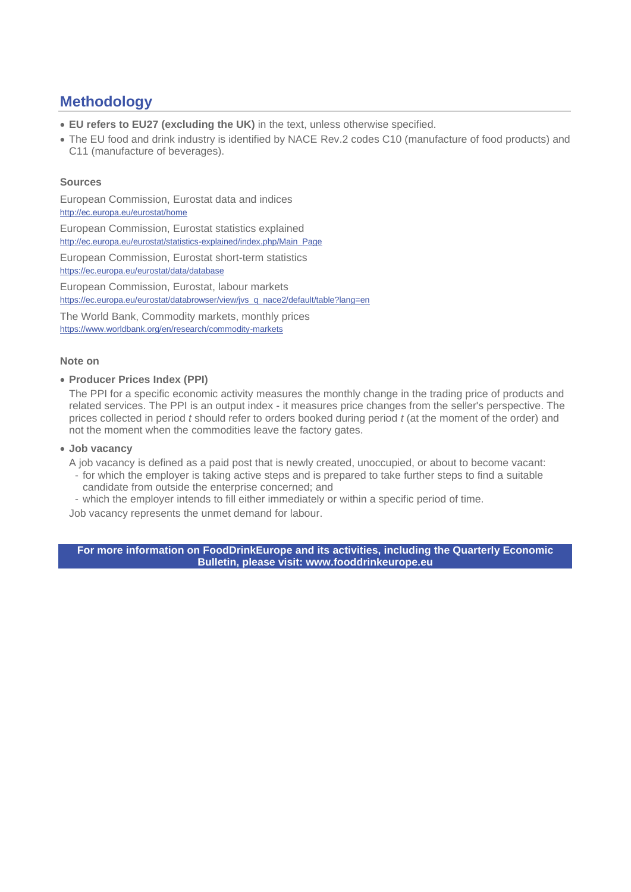## Methodology

- **EU refers to EU27 (excluding the UK)** in the text, unless otherwise specified.
- The EU food and drink industry is identified by NACE Rev.2 codes C10 (manufacture of food products) and C11 (manufacture of beverages).

### Sources

European Commission, Eurostat data and indices
http://ec.europa.eu/eurostat/home

European Commission, Eurostat statistics explained
http://ec.europa.eu/eurostat/statistics-explained/index.php/Main_Page

European Commission, Eurostat short-term statistics
https://ec.europa.eu/eurostat/data/database

European Commission, Eurostat, labour markets
https://ec.europa.eu/eurostat/databrowser/view/jvs_q_nace2/default/table?lang=en

The World Bank, Commodity markets, monthly prices
https://www.worldbank.org/en/research/commodity-markets

### Note on

- **Producer Prices Index (PPI)**

  The PPI for a specific economic activity measures the monthly change in the trading price of products and related services. The PPI is an output index - it measures price changes from the seller's perspective. The prices collected in period *t* should refer to orders booked during period *t* (at the moment of the order) and not the moment when the commodities leave the factory gates.

- **Job vacancy**

  A job vacancy is defined as a paid post that is newly created, unoccupied, or about to become vacant:
  - for which the employer is taking active steps and is prepared to take further steps to find a suitable candidate from outside the enterprise concerned; and
  - which the employer intends to fill either immediately or within a specific period of time.

  Job vacancy represents the unmet demand for labour.

**For more information on FoodDrinkEurope and its activities, including the Quarterly Economic Bulletin, please visit: www.fooddrinkeurope.eu**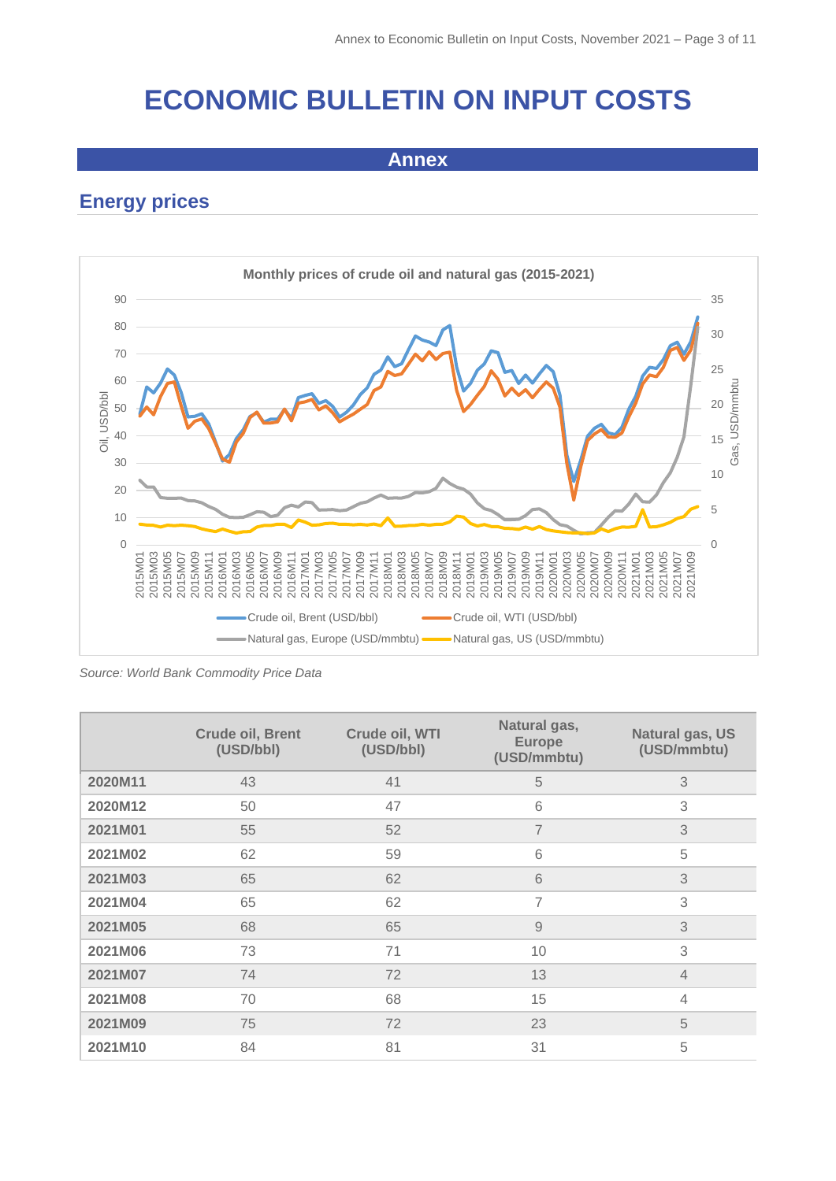# ECONOMIC BULLETIN ON INPUT COSTS

## Annex

### Energy prices

Monthly prices of crude oil and natural gas (2015-2021)

*Source: World Bank Commodity Price Data*

| | Crude oil, Brent (USD/bbl) | Crude oil, WTI (USD/bbl) | Natural gas, Europe (USD/mmbtu) | Natural gas, US (USD/mmbtu) |
|---|---|---|---|---|
| **2020M11** | 43 | 41 | 5 | 3 |
| **2020M12** | 50 | 47 | 6 | 3 |
| **2021M01** | 55 | 52 | 7 | 3 |
| **2021M02** | 62 | 59 | 6 | 5 |
| **2021M03** | 65 | 62 | 6 | 3 |
| **2021M04** | 65 | 62 | 7 | 3 |
| **2021M05** | 68 | 65 | 9 | 3 |
| **2021M06** | 73 | 71 | 10 | 3 |
| **2021M07** | 74 | 72 | 13 | 4 |
| **2021M08** | 70 | 68 | 15 | 4 |
| **2021M09** | 75 | 72 | 23 | 5 |
| **2021M10** | 84 | 81 | 31 | 5 |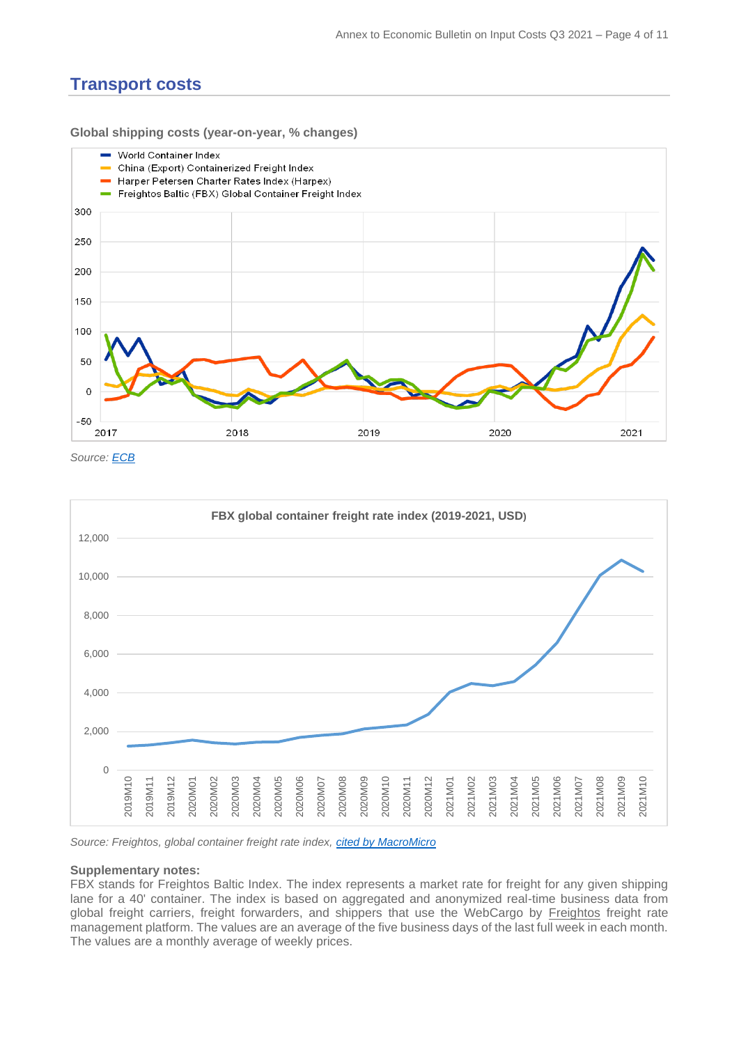## Transport costs

**Global shipping costs (year-on-year, % changes)**

*Source: ECB*

*Source: Freightos, global container freight rate index, cited by MacroMicro*

**Supplementary notes:**

FBX stands for Freightos Baltic Index. The index represents a market rate for freight for any given shipping lane for a 40' container. The index is based on aggregated and anonymized real-time business data from global freight carriers, freight forwarders, and shippers that use the WebCargo by Freightos freight rate management platform. The values are an average of the five business days of the last full week in each month. The values are a monthly average of weekly prices.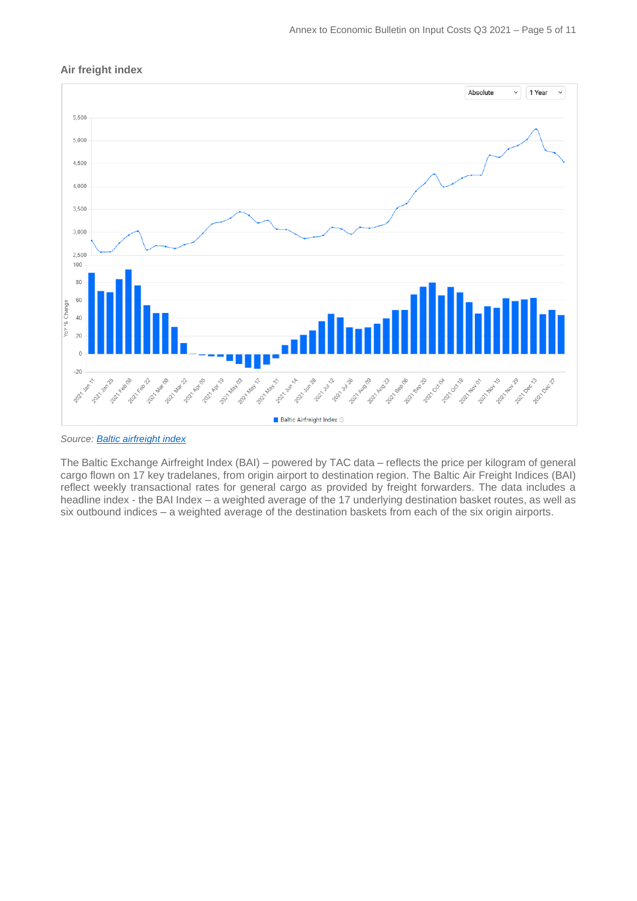### Air freight index

Source: [Baltic airfreight index]()

The Baltic Exchange Airfreight Index (BAI) – powered by TAC data – reflects the price per kilogram of general cargo flown on 17 key tradelanes, from origin airport to destination region. The Baltic Air Freight Indices (BAI) reflect weekly transactional rates for general cargo as provided by freight forwarders. The data includes a headline index - the BAI Index – a weighted average of the 17 underlying destination basket routes, as well as six outbound indices – a weighted average of the destination baskets from each of the six origin airports.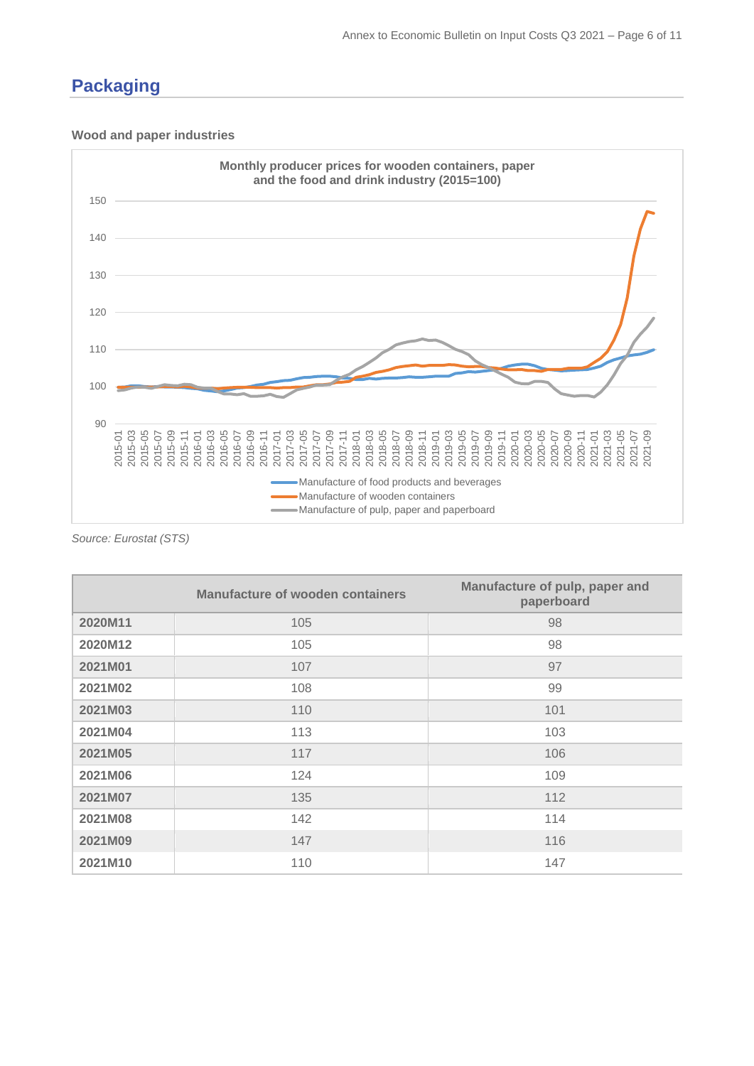## Packaging

### Wood and paper industries

**Monthly producer prices for wooden containers, paper and the food and drink industry (2015=100)**

- Manufacture of food products and beverages
- Manufacture of wooden containers
- Manufacture of pulp, paper and paperboard

*Source: Eurostat (STS)*

| | Manufacture of wooden containers | Manufacture of pulp, paper and paperboard |
|---|---|---|
| **2020M11** | 105 | 98 |
| **2020M12** | 105 | 98 |
| **2021M01** | 107 | 97 |
| **2021M02** | 108 | 99 |
| **2021M03** | 110 | 101 |
| **2021M04** | 113 | 103 |
| **2021M05** | 117 | 106 |
| **2021M06** | 124 | 109 |
| **2021M07** | 135 | 112 |
| **2021M08** | 142 | 114 |
| **2021M09** | 147 | 116 |
| **2021M10** | 110 | 147 |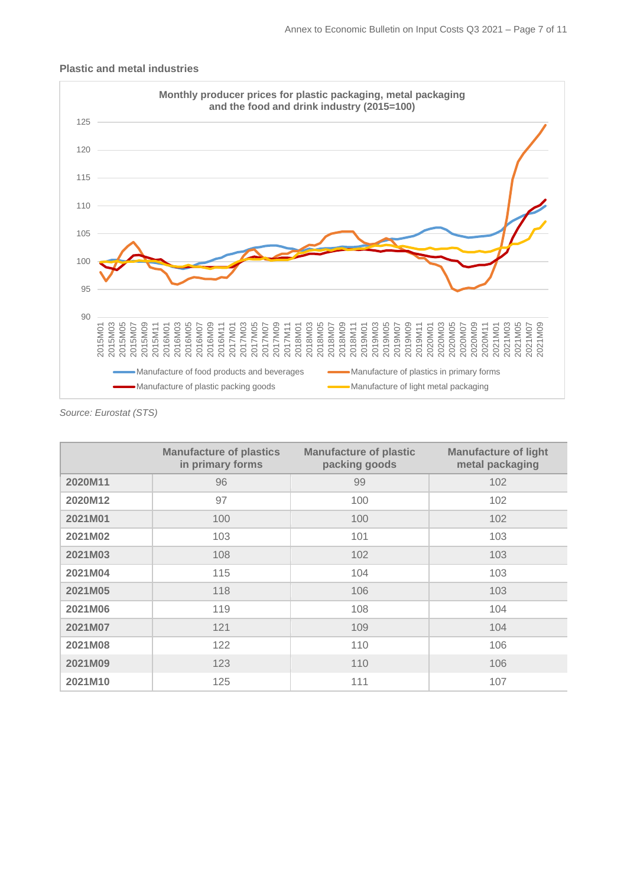### Plastic and metal industries

Monthly producer prices for plastic packaging, metal packaging and the food and drink industry (2015=100)

Source: Eurostat (STS)

| | Manufacture of plastics in primary forms | Manufacture of plastic packing goods | Manufacture of light metal packaging |
|---|---|---|---|
| **2020M11** | 96 | 99 | 102 |
| **2020M12** | 97 | 100 | 102 |
| **2021M01** | 100 | 100 | 102 |
| **2021M02** | 103 | 101 | 103 |
| **2021M03** | 108 | 102 | 103 |
| **2021M04** | 115 | 104 | 103 |
| **2021M05** | 118 | 106 | 103 |
| **2021M06** | 119 | 108 | 104 |
| **2021M07** | 121 | 109 | 104 |
| **2021M08** | 122 | 110 | 106 |
| **2021M09** | 123 | 110 | 106 |
| **2021M10** | 125 | 111 | 107 |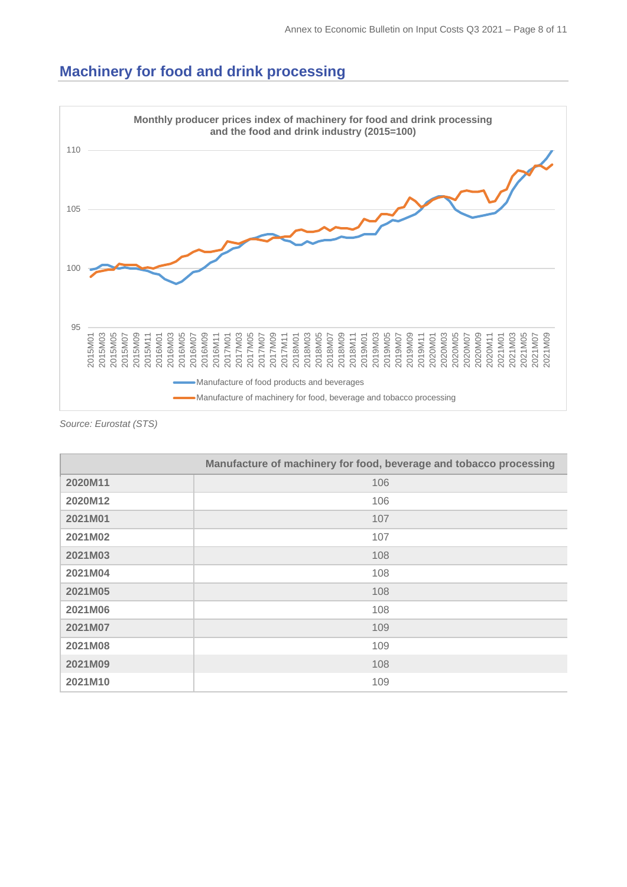## Machinery for food and drink processing

Source: *Eurostat (STS)*

| | Manufacture of machinery for food, beverage and tobacco processing |
|---|---|
| 2020M11 | 106 |
| 2020M12 | 106 |
| 2021M01 | 107 |
| 2021M02 | 107 |
| 2021M03 | 108 |
| 2021M04 | 108 |
| 2021M05 | 108 |
| 2021M06 | 108 |
| 2021M07 | 109 |
| 2021M08 | 109 |
| 2021M09 | 108 |
| 2021M10 | 109 |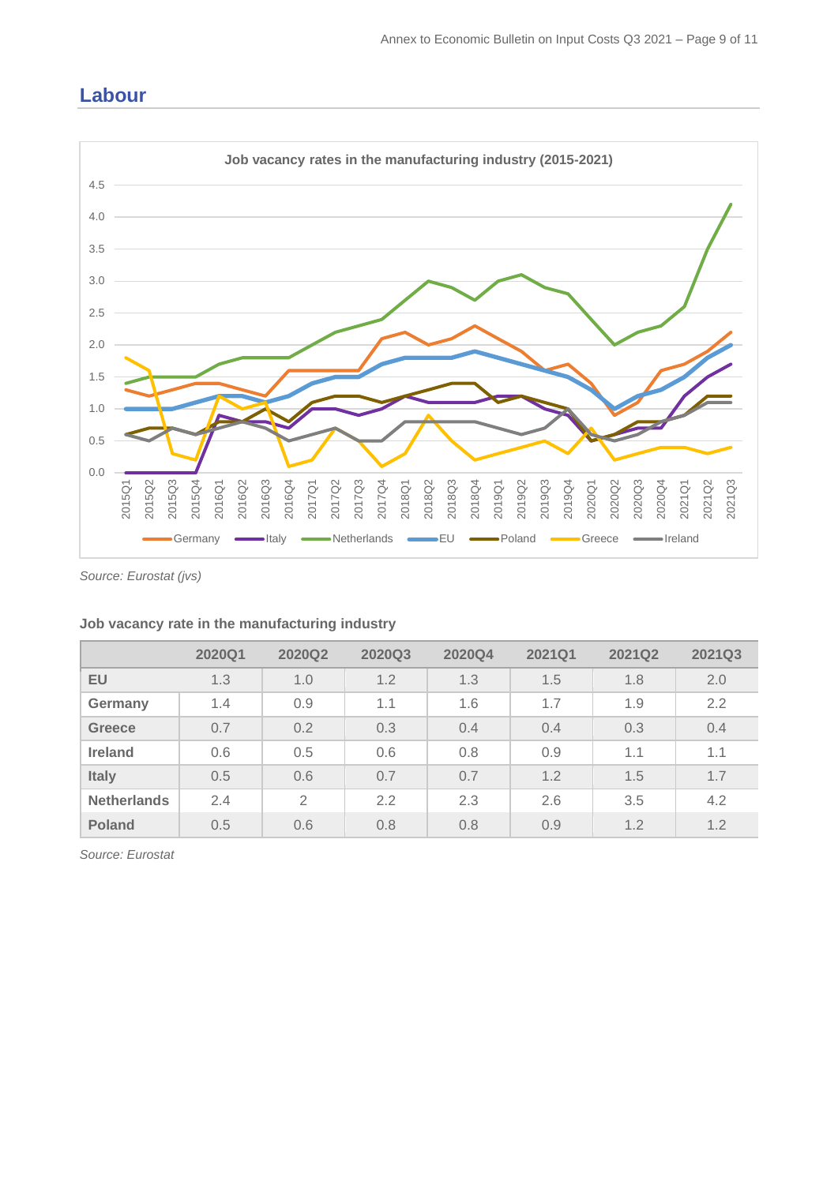## Labour

Source: Eurostat (jvs)

**Job vacancy rate in the manufacturing industry**

| | 2020Q1 | 2020Q2 | 2020Q3 | 2020Q4 | 2021Q1 | 2021Q2 | 2021Q3 |
|---|---|---|---|---|---|---|---|
| **EU** | 1.3 | 1.0 | 1.2 | 1.3 | 1.5 | 1.8 | 2.0 |
| **Germany** | 1.4 | 0.9 | 1.1 | 1.6 | 1.7 | 1.9 | 2.2 |
| **Greece** | 0.7 | 0.2 | 0.3 | 0.4 | 0.4 | 0.3 | 0.4 |
| **Ireland** | 0.6 | 0.5 | 0.6 | 0.8 | 0.9 | 1.1 | 1.1 |
| **Italy** | 0.5 | 0.6 | 0.7 | 0.7 | 1.2 | 1.5 | 1.7 |
| **Netherlands** | 2.4 | 2 | 2.2 | 2.3 | 2.6 | 3.5 | 4.2 |
| **Poland** | 0.5 | 0.6 | 0.8 | 0.8 | 0.9 | 1.2 | 1.2 |

*Source: Eurostat*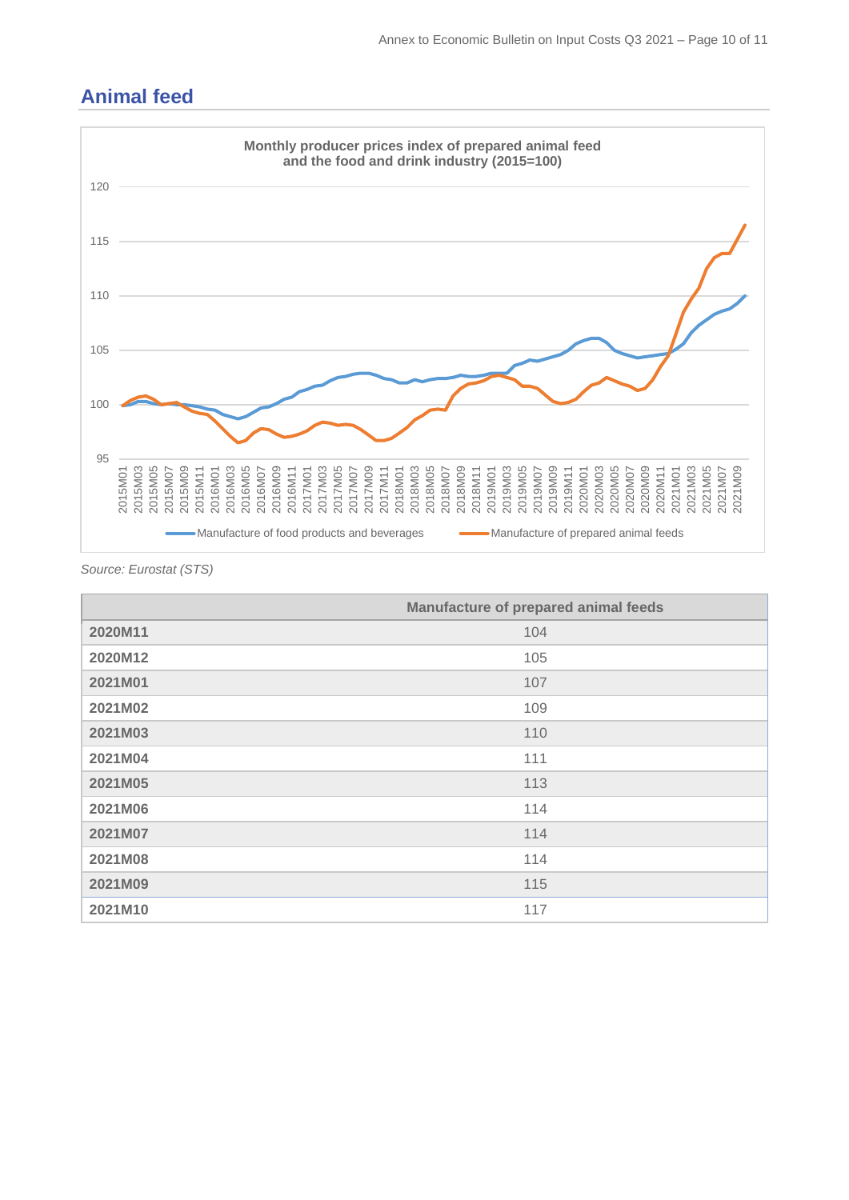## Animal feed

Monthly producer prices index of prepared animal feed and the food and drink industry (2015=100)

*Source: Eurostat (STS)*

| | Manufacture of prepared animal feeds |
|---|---|
| **2020M11** | 104 |
| **2020M12** | 105 |
| **2021M01** | 107 |
| **2021M02** | 109 |
| **2021M03** | 110 |
| **2021M04** | 111 |
| **2021M05** | 113 |
| **2021M06** | 114 |
| **2021M07** | 114 |
| **2021M08** | 114 |
| **2021M09** | 115 |
| **2021M10** | 117 |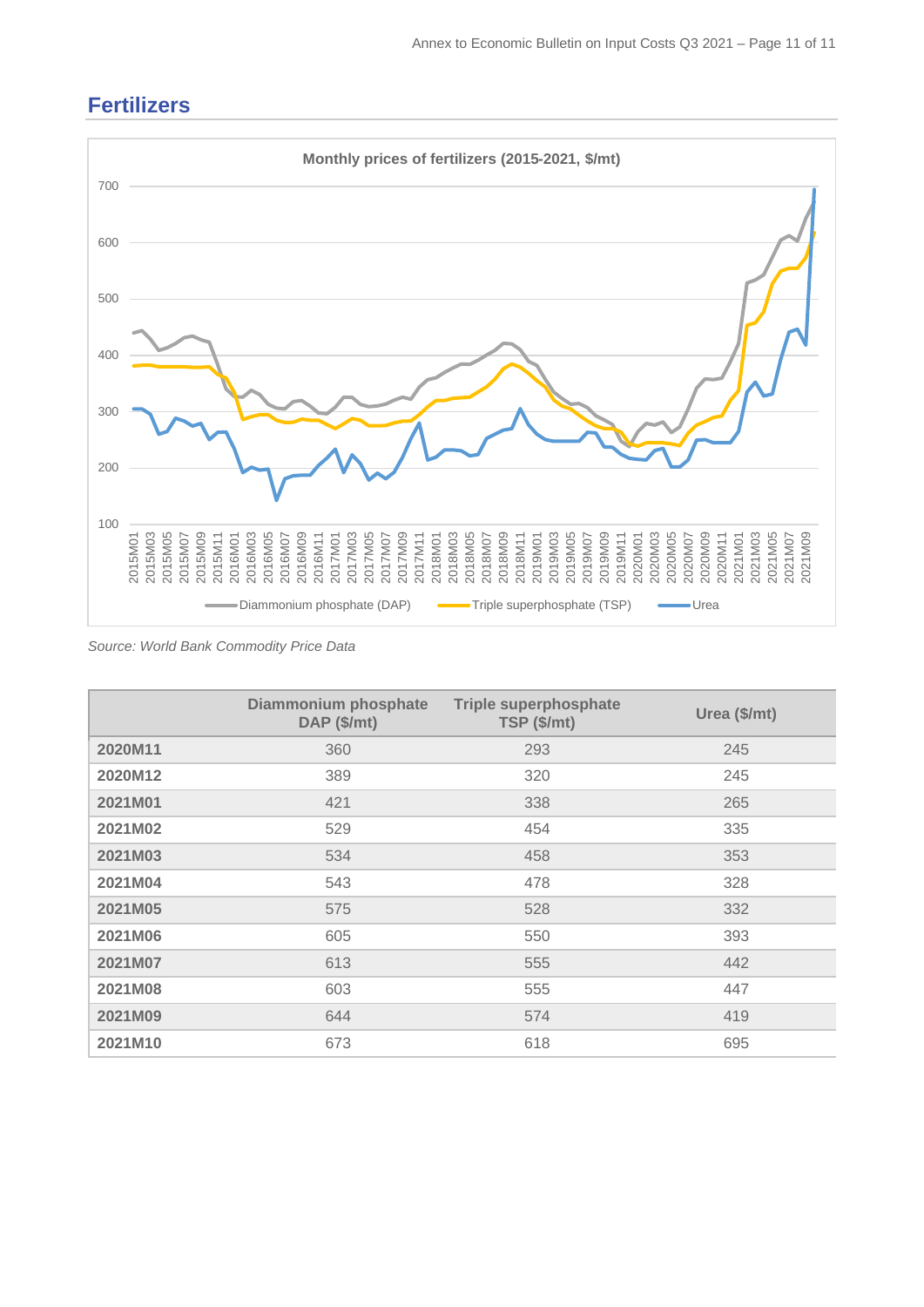## Fertilizers

Monthly prices of fertilizers (2015-2021, $/mt)

700
600
500
400
300
200
100

2015M01 2015M03 2015M05 2015M07 2015M09 2015M11 2016M01 2016M03 2016M05 2016M07 2016M09 2016M11 2017M01 2017M03 2017M05 2017M07 2017M09 2017M11 2018M01 2018M03 2018M05 2018M07 2018M09 2018M11 2019M01 2019M03 2019M05 2019M07 2019M09 2019M11 2020M01 2020M03 2020M05 2020M07 2020M09 2020M11 2021M01 2021M03 2021M05 2021M07 2021M09

Diammonium phosphate (DAP)   Triple superphosphate (TSP)   Urea

*Source: World Bank Commodity Price Data*

| | Diammonium phosphate DAP ($/mt) | Triple superphosphate TSP ($/mt) | Urea ($/mt) |
|---|---|---|---|
| **2020M11** | 360 | 293 | 245 |
| **2020M12** | 389 | 320 | 245 |
| **2021M01** | 421 | 338 | 265 |
| **2021M02** | 529 | 454 | 335 |
| **2021M03** | 534 | 458 | 353 |
| **2021M04** | 543 | 478 | 328 |
| **2021M05** | 575 | 528 | 332 |
| **2021M06** | 605 | 550 | 393 |
| **2021M07** | 613 | 555 | 442 |
| **2021M08** | 603 | 555 | 447 |
| **2021M09** | 644 | 574 | 419 |
| **2021M10** | 673 | 618 | 695 |